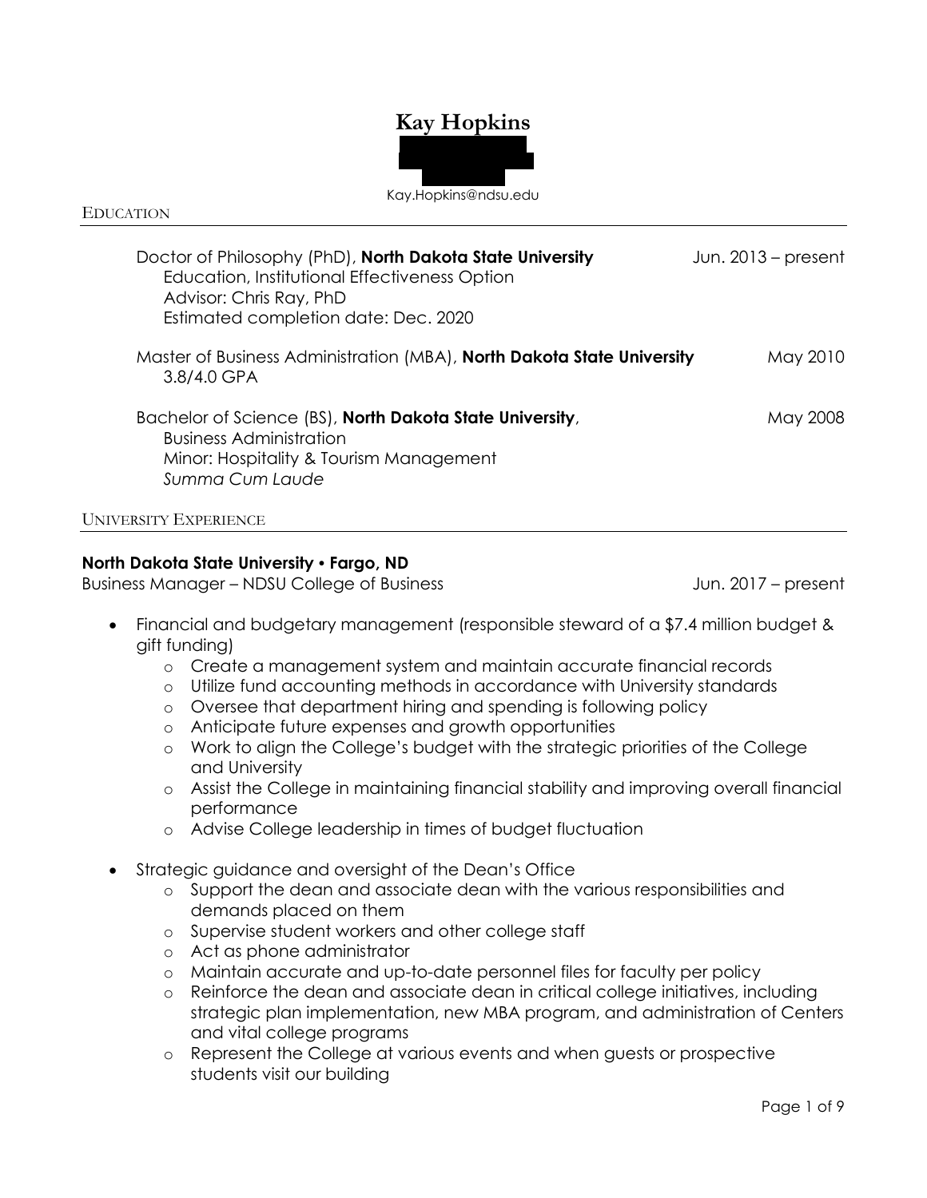# Kay Hopkins

Kay.Hopkins@ndsu.edu

## Education

Doctor of Philosophy (PhD), **North Dakota State University** — Jun. 2013 – present
Education, Institutional Effectiveness Option
Advisor: Chris Ray, PhD
Estimated completion date: Dec. 2020

Master of Business Administration (MBA), **North Dakota State University** — May 2010
3.8/4.0 GPA

Bachelor of Science (BS), **North Dakota State University**, — May 2008
Business Administration
Minor: Hospitality & Tourism Management
*Summa Cum Laude*

## University Experience

**North Dakota State University • Fargo, ND**
Business Manager – NDSU College of Business — Jun. 2017 – present

- Financial and budgetary management (responsible steward of a $7.4 million budget & gift funding)
  - Create a management system and maintain accurate financial records
  - Utilize fund accounting methods in accordance with University standards
  - Oversee that department hiring and spending is following policy
  - Anticipate future expenses and growth opportunities
  - Work to align the College's budget with the strategic priorities of the College and University
  - Assist the College in maintaining financial stability and improving overall financial performance
  - Advise College leadership in times of budget fluctuation
- Strategic guidance and oversight of the Dean's Office
  - Support the dean and associate dean with the various responsibilities and demands placed on them
  - Supervise student workers and other college staff
  - Act as phone administrator
  - Maintain accurate and up-to-date personnel files for faculty per policy
  - Reinforce the dean and associate dean in critical college initiatives, including strategic plan implementation, new MBA program, and administration of Centers and vital college programs
  - Represent the College at various events and when guests or prospective students visit our building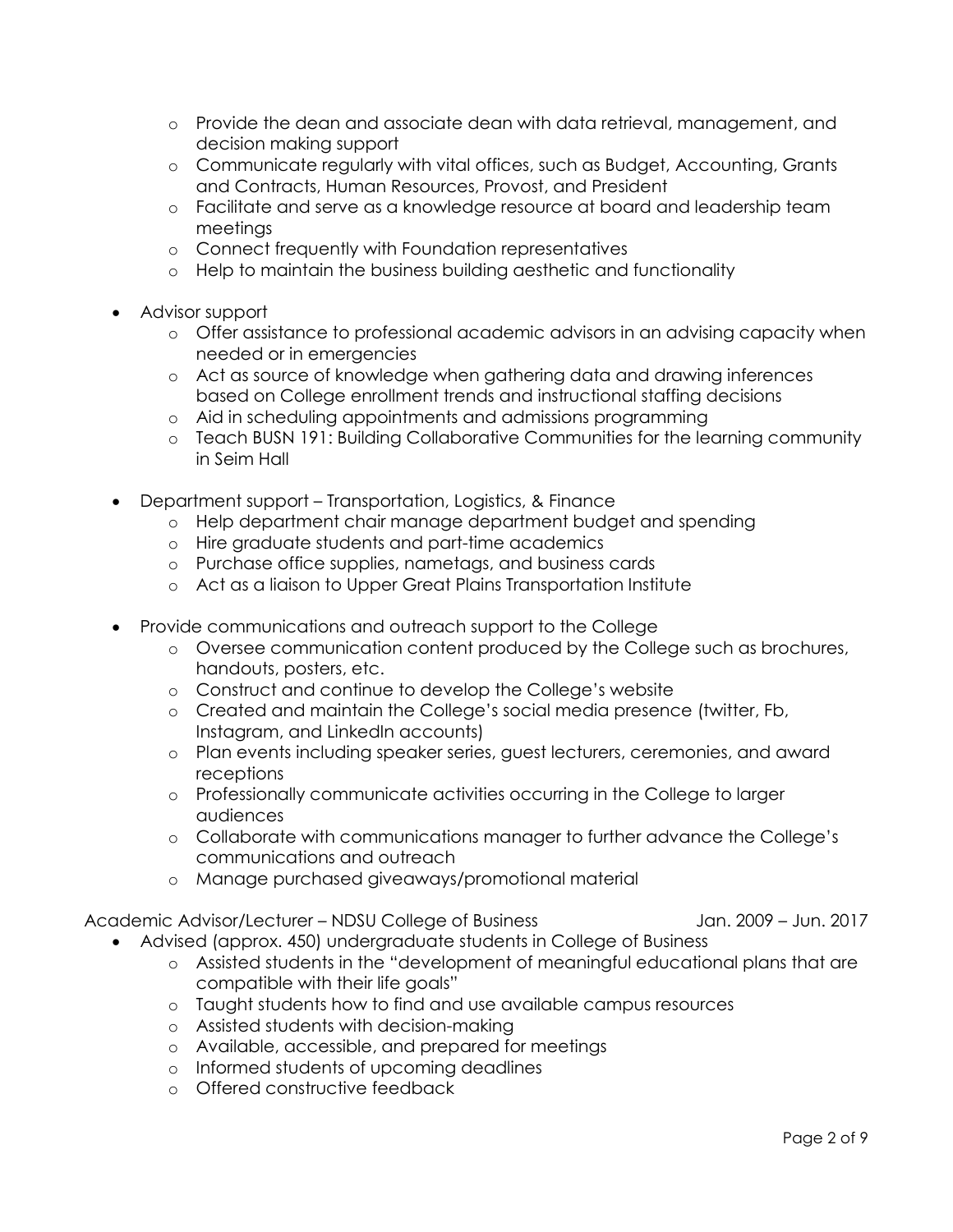- Provide the dean and associate dean with data retrieval, management, and decision making support
  - Communicate regularly with vital offices, such as Budget, Accounting, Grants and Contracts, Human Resources, Provost, and President
  - Facilitate and serve as a knowledge resource at board and leadership team meetings
  - Connect frequently with Foundation representatives
  - Help to maintain the business building aesthetic and functionality

- Advisor support
  - Offer assistance to professional academic advisors in an advising capacity when needed or in emergencies
  - Act as source of knowledge when gathering data and drawing inferences based on College enrollment trends and instructional staffing decisions
  - Aid in scheduling appointments and admissions programming
  - Teach BUSN 191: Building Collaborative Communities for the learning community in Seim Hall

- Department support – Transportation, Logistics, & Finance
  - Help department chair manage department budget and spending
  - Hire graduate students and part-time academics
  - Purchase office supplies, nametags, and business cards
  - Act as a liaison to Upper Great Plains Transportation Institute

- Provide communications and outreach support to the College
  - Oversee communication content produced by the College such as brochures, handouts, posters, etc.
  - Construct and continue to develop the College's website
  - Created and maintain the College's social media presence (twitter, Fb, Instagram, and LinkedIn accounts)
  - Plan events including speaker series, guest lecturers, ceremonies, and award receptions
  - Professionally communicate activities occurring in the College to larger audiences
  - Collaborate with communications manager to further advance the College's communications and outreach
  - Manage purchased giveaways/promotional material

Academic Advisor/Lecturer – NDSU College of Business    Jan. 2009 – Jun. 2017

- Advised (approx. 450) undergraduate students in College of Business
  - Assisted students in the "development of meaningful educational plans that are compatible with their life goals"
  - Taught students how to find and use available campus resources
  - Assisted students with decision-making
  - Available, accessible, and prepared for meetings
  - Informed students of upcoming deadlines
  - Offered constructive feedback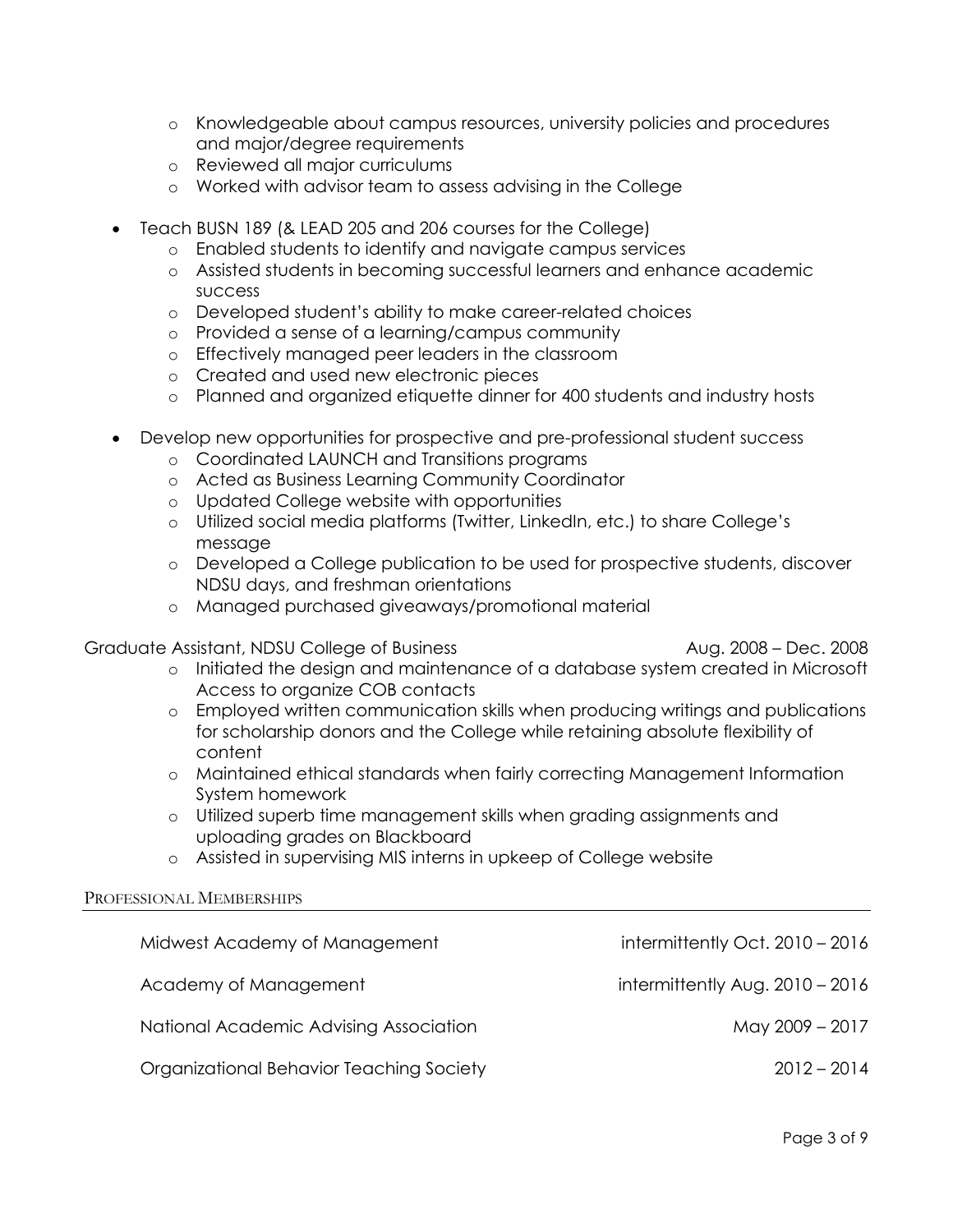- Knowledgeable about campus resources, university policies and procedures and major/degree requirements
  - Reviewed all major curriculums
  - Worked with advisor team to assess advising in the College

- Teach BUSN 189 (& LEAD 205 and 206 courses for the College)
  - Enabled students to identify and navigate campus services
  - Assisted students in becoming successful learners and enhance academic success
  - Developed student's ability to make career-related choices
  - Provided a sense of a learning/campus community
  - Effectively managed peer leaders in the classroom
  - Created and used new electronic pieces
  - Planned and organized etiquette dinner for 400 students and industry hosts

- Develop new opportunities for prospective and pre-professional student success
  - Coordinated LAUNCH and Transitions programs
  - Acted as Business Learning Community Coordinator
  - Updated College website with opportunities
  - Utilized social media platforms (Twitter, LinkedIn, etc.) to share College's message
  - Developed a College publication to be used for prospective students, discover NDSU days, and freshman orientations
  - Managed purchased giveaways/promotional material

Graduate Assistant, NDSU College of Business — Aug. 2008 – Dec. 2008

  - Initiated the design and maintenance of a database system created in Microsoft Access to organize COB contacts
  - Employed written communication skills when producing writings and publications for scholarship donors and the College while retaining absolute flexibility of content
  - Maintained ethical standards when fairly correcting Management Information System homework
  - Utilized superb time management skills when grading assignments and uploading grades on Blackboard
  - Assisted in supervising MIS interns in upkeep of College website

## Professional Memberships

| | |
|---|---|
| Midwest Academy of Management | intermittently Oct. 2010 – 2016 |
| Academy of Management | intermittently Aug. 2010 – 2016 |
| National Academic Advising Association | May 2009 – 2017 |
| Organizational Behavior Teaching Society | 2012 – 2014 |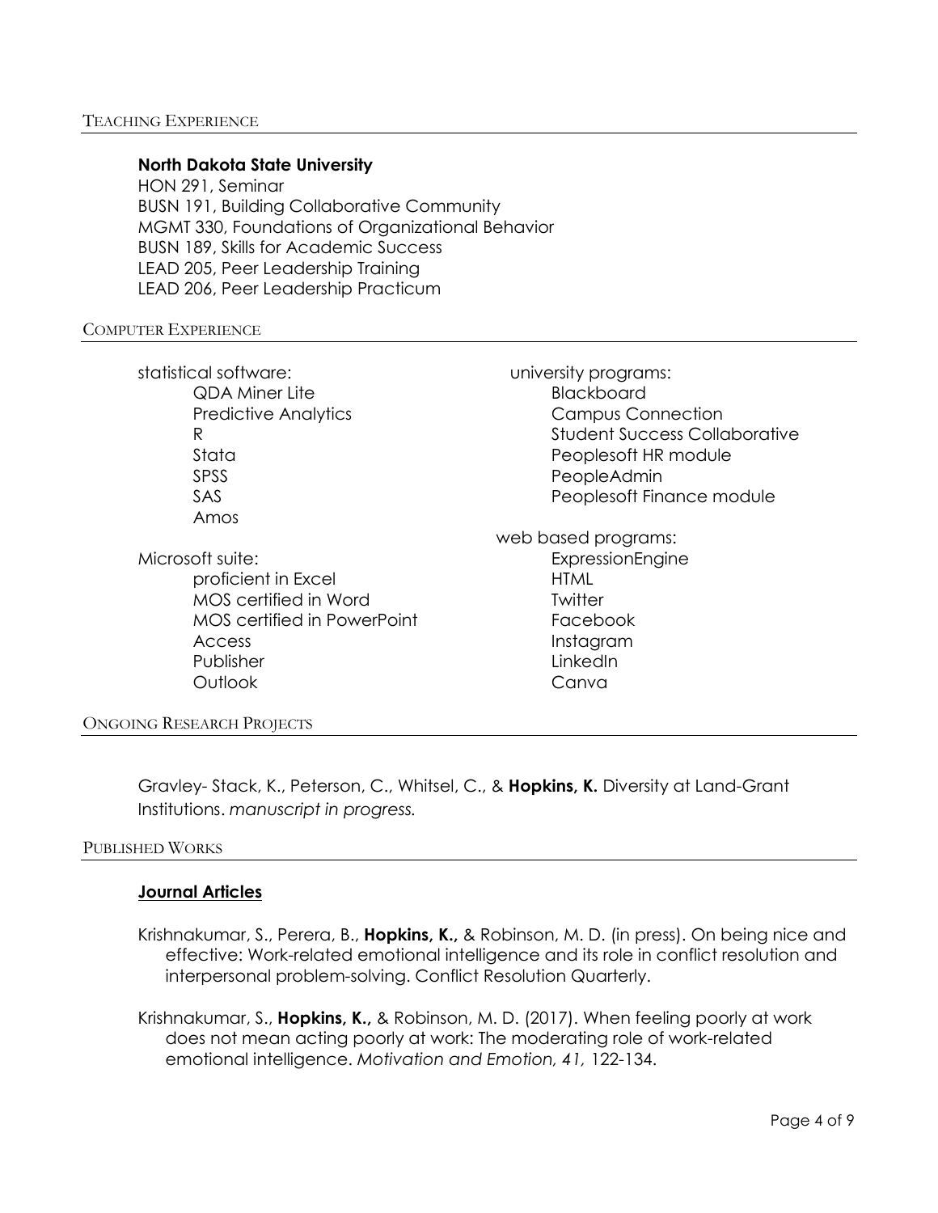## Teaching Experience

**North Dakota State University**

HON 291, Seminar
BUSN 191, Building Collaborative Community
MGMT 330, Foundations of Organizational Behavior
BUSN 189, Skills for Academic Success
LEAD 205, Peer Leadership Training
LEAD 206, Peer Leadership Practicum

## Computer Experience

statistical software:

- QDA Miner Lite
- Predictive Analytics
- R
- Stata
- SPSS
- SAS
- Amos

Microsoft suite:

- proficient in Excel
- MOS certified in Word
- MOS certified in PowerPoint
- Access
- Publisher
- Outlook

university programs:

- Blackboard
- Campus Connection
- Student Success Collaborative
- Peoplesoft HR module
- PeopleAdmin
- Peoplesoft Finance module

web based programs:

- ExpressionEngine
- HTML
- Twitter
- Facebook
- Instagram
- LinkedIn
- Canva

## Ongoing Research Projects

Gravley- Stack, K., Peterson, C., Whitsel, C., & **Hopkins, K.** Diversity at Land-Grant Institutions. *manuscript in progress.*

## Published Works

### Journal Articles

Krishnakumar, S., Perera, B., **Hopkins, K.,** & Robinson, M. D. (in press). On being nice and effective: Work-related emotional intelligence and its role in conflict resolution and interpersonal problem-solving. Conflict Resolution Quarterly.

Krishnakumar, S., **Hopkins, K.,** & Robinson, M. D. (2017). When feeling poorly at work does not mean acting poorly at work: The moderating role of work-related emotional intelligence. *Motivation and Emotion, 41,* 122-134.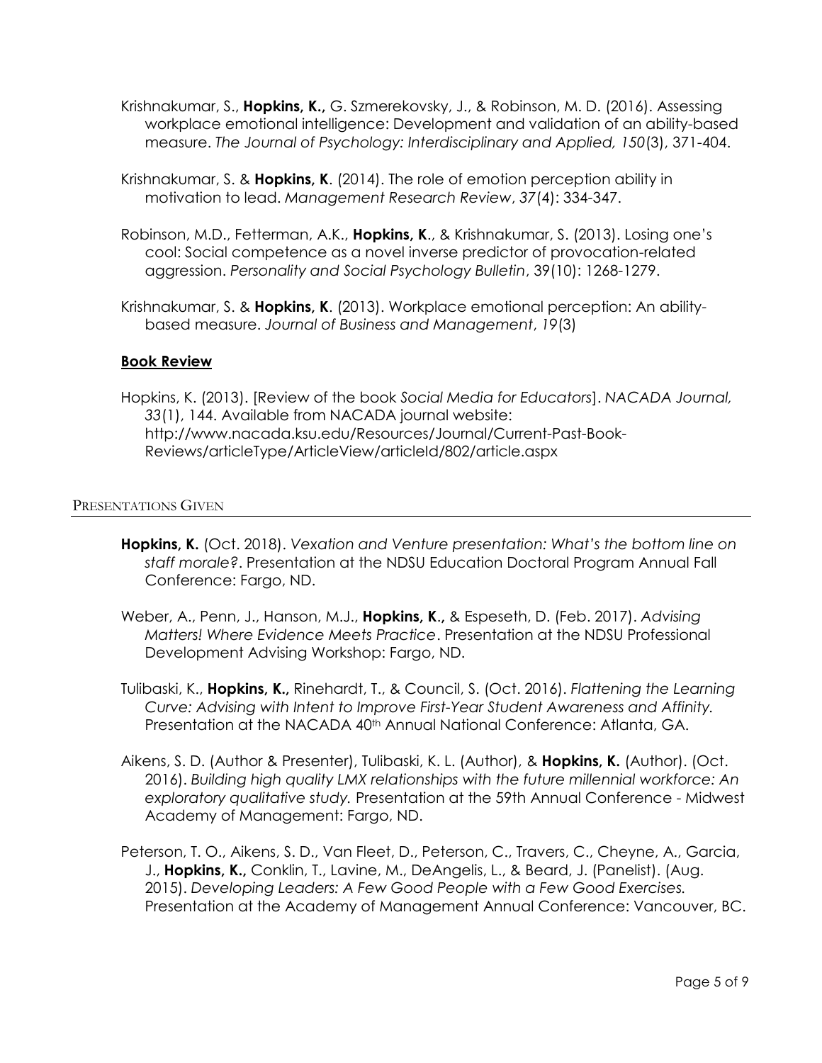Krishnakumar, S., **Hopkins, K.,** G. Szmerekovsky, J., & Robinson, M. D. (2016). Assessing workplace emotional intelligence: Development and validation of an ability-based measure. *The Journal of Psychology: Interdisciplinary and Applied, 150*(3), 371-404.

Krishnakumar, S. & **Hopkins, K**. (2014). The role of emotion perception ability in motivation to lead. *Management Research Review*, *37*(4): 334-347.

Robinson, M.D., Fetterman, A.K., **Hopkins, K**., & Krishnakumar, S. (2013). Losing one's cool: Social competence as a novel inverse predictor of provocation-related aggression. *Personality and Social Psychology Bulletin*, 39(10): 1268-1279.

Krishnakumar, S. & **Hopkins, K**. (2013). Workplace emotional perception: An ability-based measure. *Journal of Business and Management*, *19*(3)

## Book Review

Hopkins, K. (2013). [Review of the book *Social Media for Educators*]. *NACADA Journal, 33*(1), 144. Available from NACADA journal website: http://www.nacada.ksu.edu/Resources/Journal/Current-Past-Book-Reviews/articleType/ArticleView/articleId/802/article.aspx

## Presentations Given

**Hopkins, K.** (Oct. 2018). *Vexation and Venture presentation: What's the bottom line on staff morale?*. Presentation at the NDSU Education Doctoral Program Annual Fall Conference: Fargo, ND.

Weber, A., Penn, J., Hanson, M.J., **Hopkins, K.,** & Espeseth, D. (Feb. 2017). *Advising Matters! Where Evidence Meets Practice*. Presentation at the NDSU Professional Development Advising Workshop: Fargo, ND.

Tulibaski, K., **Hopkins, K.,** Rinehardt, T., & Council, S. (Oct. 2016). *Flattening the Learning Curve: Advising with Intent to Improve First-Year Student Awareness and Affinity.* Presentation at the NACADA 40th Annual National Conference: Atlanta, GA.

Aikens, S. D. (Author & Presenter), Tulibaski, K. L. (Author), & **Hopkins, K.** (Author). (Oct. 2016). *Building high quality LMX relationships with the future millennial workforce: An exploratory qualitative study.* Presentation at the 59th Annual Conference - Midwest Academy of Management: Fargo, ND.

Peterson, T. O., Aikens, S. D., Van Fleet, D., Peterson, C., Travers, C., Cheyne, A., Garcia, J., **Hopkins, K.,** Conklin, T., Lavine, M., DeAngelis, L., & Beard, J. (Panelist). (Aug. 2015). *Developing Leaders: A Few Good People with a Few Good Exercises.* Presentation at the Academy of Management Annual Conference: Vancouver, BC.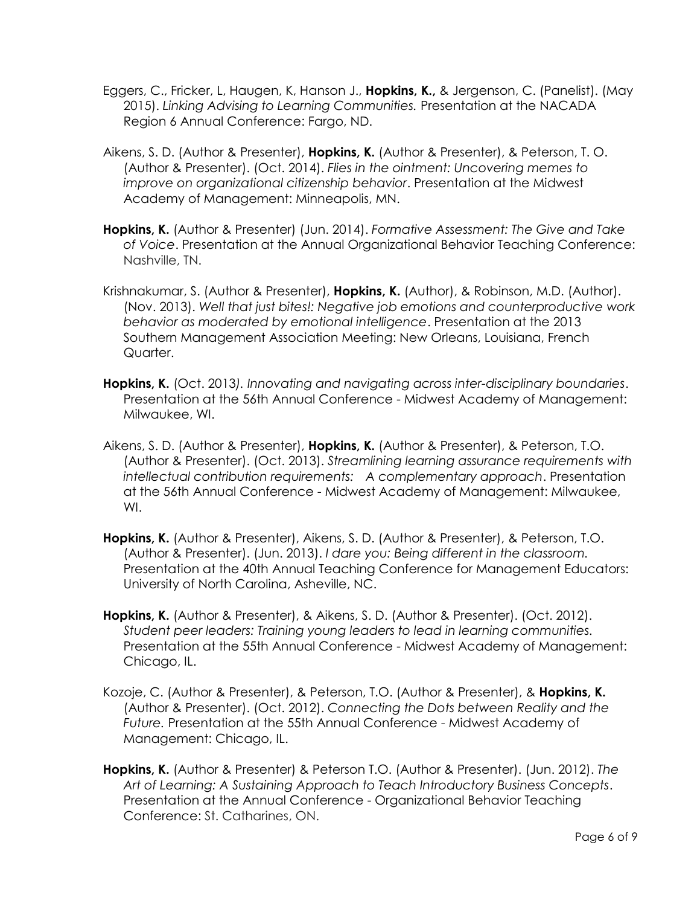Eggers, C., Fricker, L, Haugen, K, Hanson J., **Hopkins, K.,** & Jergenson, C. (Panelist). (May 2015). *Linking Advising to Learning Communities.* Presentation at the NACADA Region 6 Annual Conference: Fargo, ND.

Aikens, S. D. (Author & Presenter), **Hopkins, K.** (Author & Presenter), & Peterson, T. O. (Author & Presenter). (Oct. 2014). *Flies in the ointment: Uncovering memes to improve on organizational citizenship behavior*. Presentation at the Midwest Academy of Management: Minneapolis, MN.

**Hopkins, K.** (Author & Presenter) (Jun. 2014). *Formative Assessment: The Give and Take of Voice*. Presentation at the Annual Organizational Behavior Teaching Conference: Nashville, TN.

Krishnakumar, S. (Author & Presenter), **Hopkins, K.** (Author), & Robinson, M.D. (Author). (Nov. 2013). *Well that just bites!: Negative job emotions and counterproductive work behavior as moderated by emotional intelligence*. Presentation at the 2013 Southern Management Association Meeting: New Orleans, Louisiana, French Quarter.

**Hopkins, K.** (Oct. 2013*). Innovating and navigating across inter-disciplinary boundaries*. Presentation at the 56th Annual Conference - Midwest Academy of Management: Milwaukee, WI.

Aikens, S. D. (Author & Presenter), **Hopkins, K.** (Author & Presenter), & Peterson, T.O. (Author & Presenter). (Oct. 2013). *Streamlining learning assurance requirements with intellectual contribution requirements: A complementary approach*. Presentation at the 56th Annual Conference - Midwest Academy of Management: Milwaukee, WI.

**Hopkins, K.** (Author & Presenter), Aikens, S. D. (Author & Presenter), & Peterson, T.O. (Author & Presenter). (Jun. 2013). *I dare you: Being different in the classroom.* Presentation at the 40th Annual Teaching Conference for Management Educators: University of North Carolina, Asheville, NC.

**Hopkins, K.** (Author & Presenter), & Aikens, S. D. (Author & Presenter). (Oct. 2012). *Student peer leaders: Training young leaders to lead in learning communities.* Presentation at the 55th Annual Conference - Midwest Academy of Management: Chicago, IL.

Kozoje, C. (Author & Presenter), & Peterson, T.O. (Author & Presenter), & **Hopkins, K.** (Author & Presenter). (Oct. 2012). *Connecting the Dots between Reality and the Future.* Presentation at the 55th Annual Conference - Midwest Academy of Management: Chicago, IL.

**Hopkins, K.** (Author & Presenter) & Peterson T.O. (Author & Presenter). (Jun. 2012). *The Art of Learning: A Sustaining Approach to Teach Introductory Business Concepts*. Presentation at the Annual Conference - Organizational Behavior Teaching Conference: St. Catharines, ON.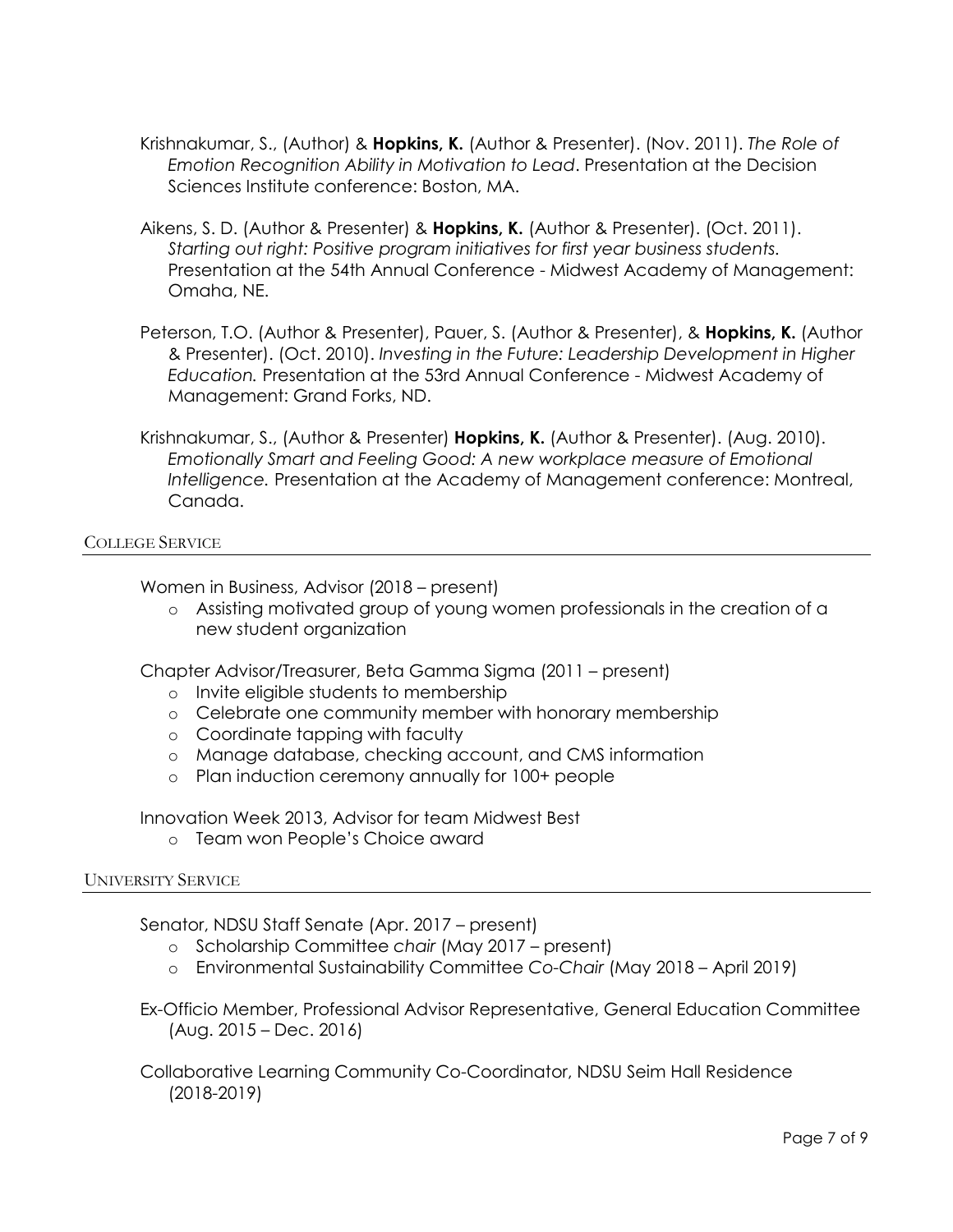Krishnakumar, S., (Author) & **Hopkins, K.** (Author & Presenter). (Nov. 2011). *The Role of Emotion Recognition Ability in Motivation to Lead*. Presentation at the Decision Sciences Institute conference: Boston, MA.

Aikens, S. D. (Author & Presenter) & **Hopkins, K.** (Author & Presenter). (Oct. 2011). *Starting out right: Positive program initiatives for first year business students.* Presentation at the 54th Annual Conference - Midwest Academy of Management: Omaha, NE.

Peterson, T.O. (Author & Presenter), Pauer, S. (Author & Presenter), & **Hopkins, K.** (Author & Presenter). (Oct. 2010). *Investing in the Future: Leadership Development in Higher Education.* Presentation at the 53rd Annual Conference - Midwest Academy of Management: Grand Forks, ND.

Krishnakumar, S., (Author & Presenter) **Hopkins, K.** (Author & Presenter). (Aug. 2010). *Emotionally Smart and Feeling Good: A new workplace measure of Emotional Intelligence.* Presentation at the Academy of Management conference: Montreal, Canada.

## College Service

Women in Business, Advisor (2018 – present)

- Assisting motivated group of young women professionals in the creation of a new student organization

Chapter Advisor/Treasurer, Beta Gamma Sigma (2011 – present)

- Invite eligible students to membership
- Celebrate one community member with honorary membership
- Coordinate tapping with faculty
- Manage database, checking account, and CMS information
- Plan induction ceremony annually for 100+ people

Innovation Week 2013, Advisor for team Midwest Best

- Team won People's Choice award

## University Service

Senator, NDSU Staff Senate (Apr. 2017 – present)

- Scholarship Committee *chair* (May 2017 – present)
- Environmental Sustainability Committee *Co-Chair* (May 2018 – April 2019)

Ex-Officio Member, Professional Advisor Representative, General Education Committee (Aug. 2015 – Dec. 2016)

Collaborative Learning Community Co-Coordinator, NDSU Seim Hall Residence (2018-2019)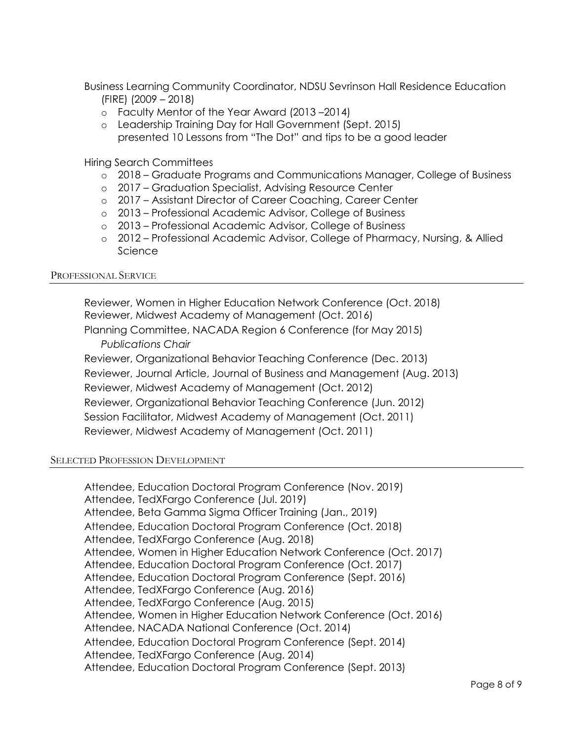Business Learning Community Coordinator, NDSU Sevrinson Hall Residence Education (FIRE) (2009 – 2018)

- Faculty Mentor of the Year Award (2013 –2014)
- Leadership Training Day for Hall Government (Sept. 2015)
  presented 10 Lessons from "The Dot" and tips to be a good leader

Hiring Search Committees

- 2018 – Graduate Programs and Communications Manager, College of Business
- 2017 – Graduation Specialist, Advising Resource Center
- 2017 – Assistant Director of Career Coaching, Career Center
- 2013 – Professional Academic Advisor, College of Business
- 2013 – Professional Academic Advisor, College of Business
- 2012 – Professional Academic Advisor, College of Pharmacy, Nursing, & Allied Science

## Professional Service

Reviewer, Women in Higher Education Network Conference (Oct. 2018)
Reviewer, Midwest Academy of Management (Oct. 2016)
Planning Committee, NACADA Region 6 Conference (for May 2015)
*Publications Chair*
Reviewer, Organizational Behavior Teaching Conference (Dec. 2013)
Reviewer, Journal Article, Journal of Business and Management (Aug. 2013)
Reviewer, Midwest Academy of Management (Oct. 2012)
Reviewer, Organizational Behavior Teaching Conference (Jun. 2012)
Session Facilitator, Midwest Academy of Management (Oct. 2011)
Reviewer, Midwest Academy of Management (Oct. 2011)

## Selected Profession Development

Attendee, Education Doctoral Program Conference (Nov. 2019)
Attendee, TedXFargo Conference (Jul. 2019)
Attendee, Beta Gamma Sigma Officer Training (Jan., 2019)
Attendee, Education Doctoral Program Conference (Oct. 2018)
Attendee, TedXFargo Conference (Aug. 2018)
Attendee, Women in Higher Education Network Conference (Oct. 2017)
Attendee, Education Doctoral Program Conference (Oct. 2017)
Attendee, Education Doctoral Program Conference (Sept. 2016)
Attendee, TedXFargo Conference (Aug. 2016)
Attendee, TedXFargo Conference (Aug. 2015)
Attendee, Women in Higher Education Network Conference (Oct. 2016)
Attendee, NACADA National Conference (Oct. 2014)
Attendee, Education Doctoral Program Conference (Sept. 2014)
Attendee, TedXFargo Conference (Aug. 2014)
Attendee, Education Doctoral Program Conference (Sept. 2013)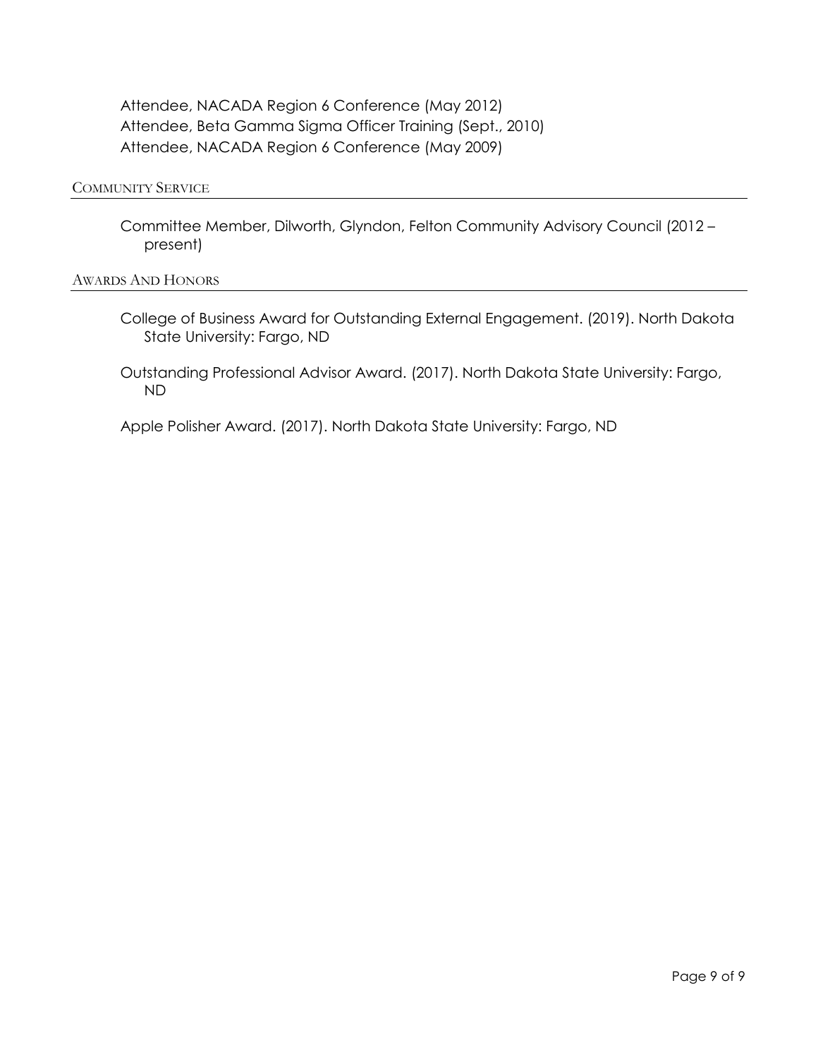Attendee, NACADA Region 6 Conference (May 2012)
Attendee, Beta Gamma Sigma Officer Training (Sept., 2010)
Attendee, NACADA Region 6 Conference (May 2009)

## Community Service

Committee Member, Dilworth, Glyndon, Felton Community Advisory Council (2012 – present)

## Awards And Honors

College of Business Award for Outstanding External Engagement. (2019). North Dakota State University: Fargo, ND

Outstanding Professional Advisor Award. (2017). North Dakota State University: Fargo, ND

Apple Polisher Award. (2017). North Dakota State University: Fargo, ND